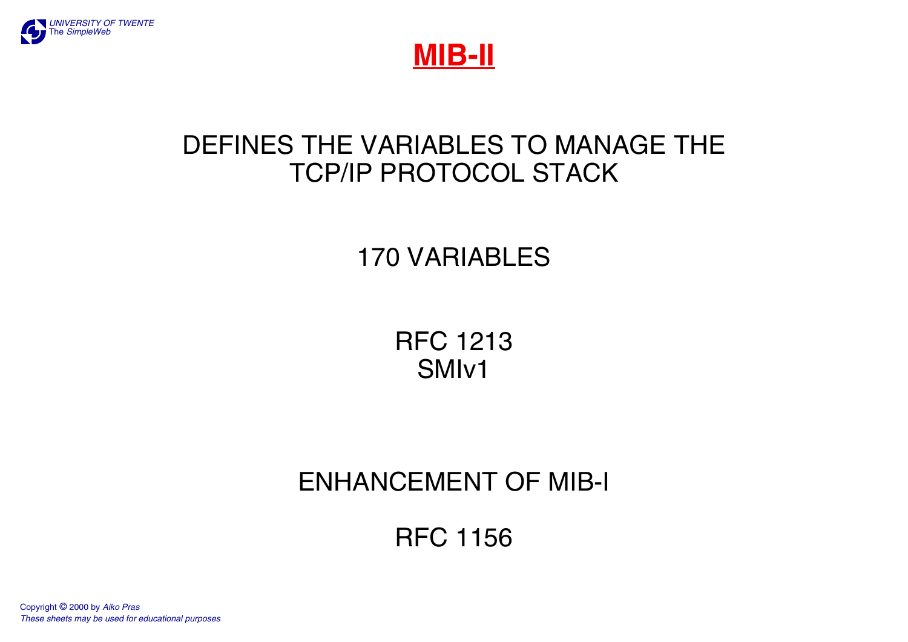# MIB-II

DEFINES THE VARIABLES TO MANAGE THE TCP/IP PROTOCOL STACK

170 VARIABLES

RFC 1213
SMIv1

ENHANCEMENT OF MIB-I

RFC 1156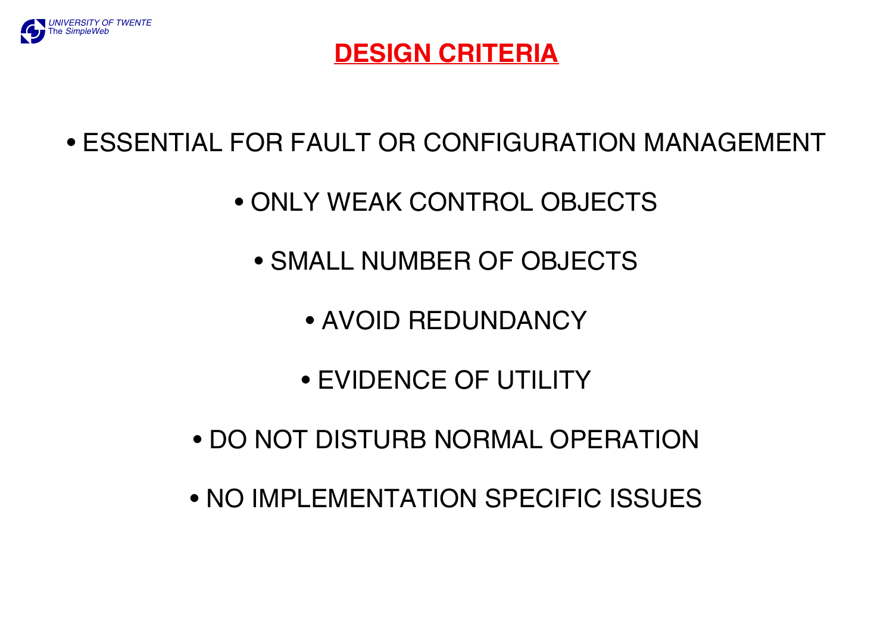# DESIGN CRITERIA

- ESSENTIAL FOR FAULT OR CONFIGURATION MANAGEMENT
- ONLY WEAK CONTROL OBJECTS
- SMALL NUMBER OF OBJECTS
- AVOID REDUNDANCY
- EVIDENCE OF UTILITY
- DO NOT DISTURB NORMAL OPERATION
- NO IMPLEMENTATION SPECIFIC ISSUES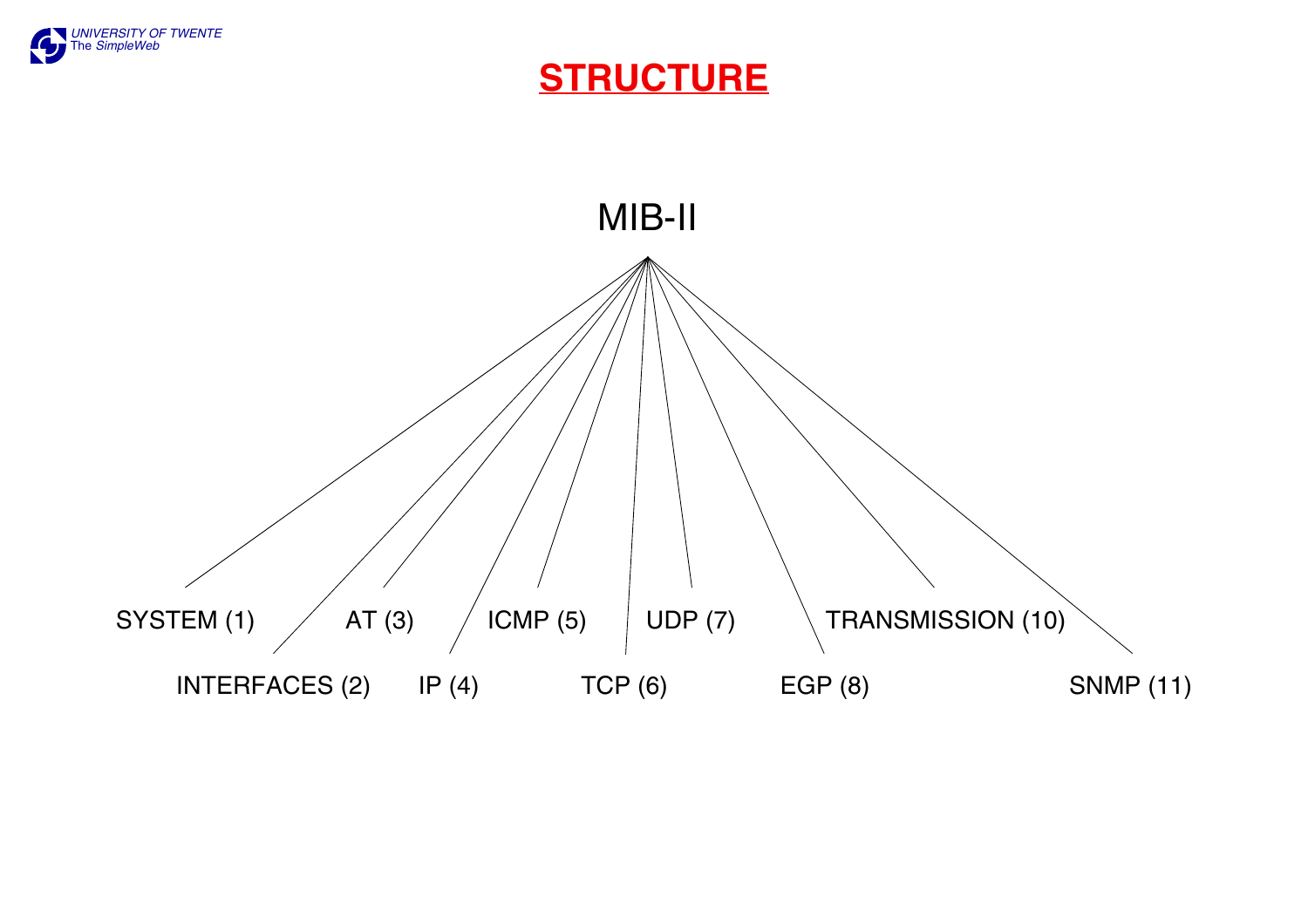# STRUCTURE

MIB-II

- SYSTEM (1)
- INTERFACES (2)
- AT (3)
- IP (4)
- ICMP (5)
- TCP (6)
- UDP (7)
- EGP (8)
- TRANSMISSION (10)
- SNMP (11)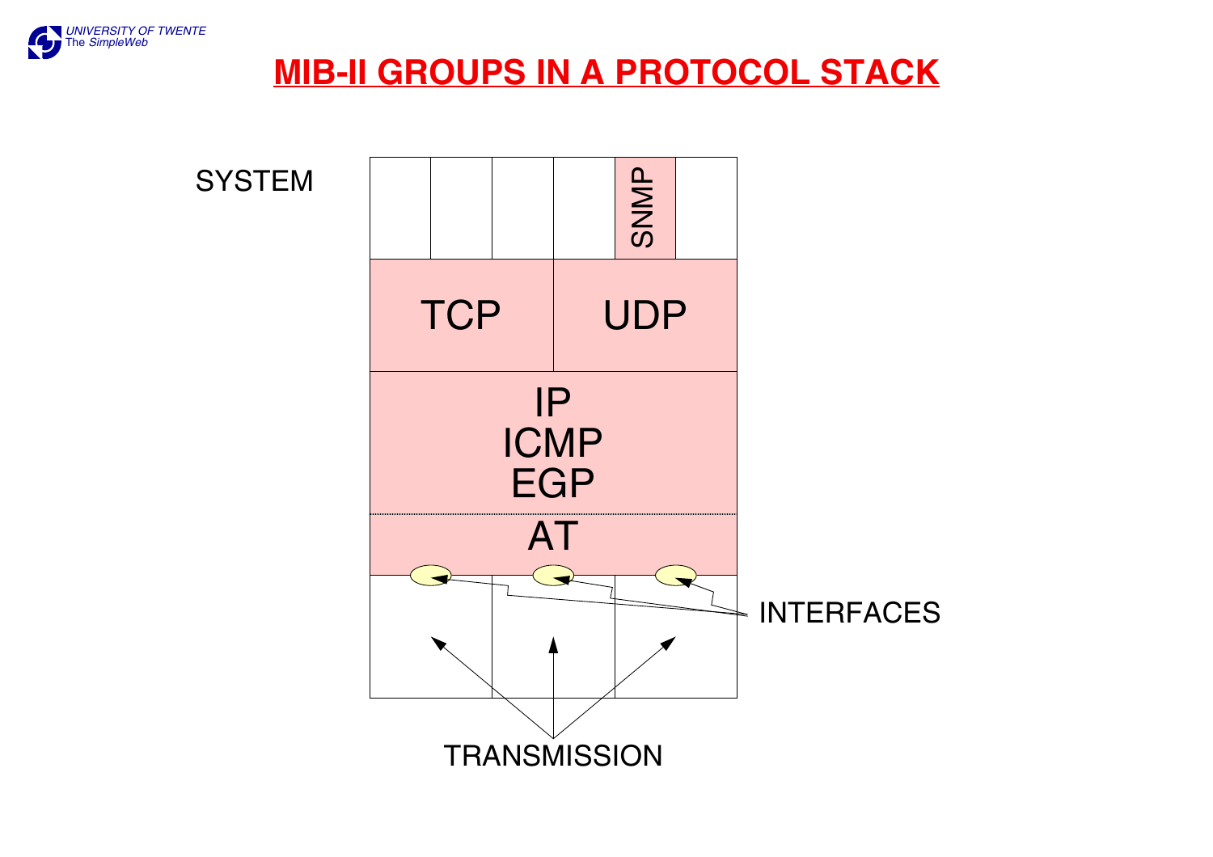# MIB-II GROUPS IN A PROTOCOL STACK

SYSTEM

SNMP

TCP

UDP

IP
ICMP
EGP

AT

INTERFACES

TRANSMISSION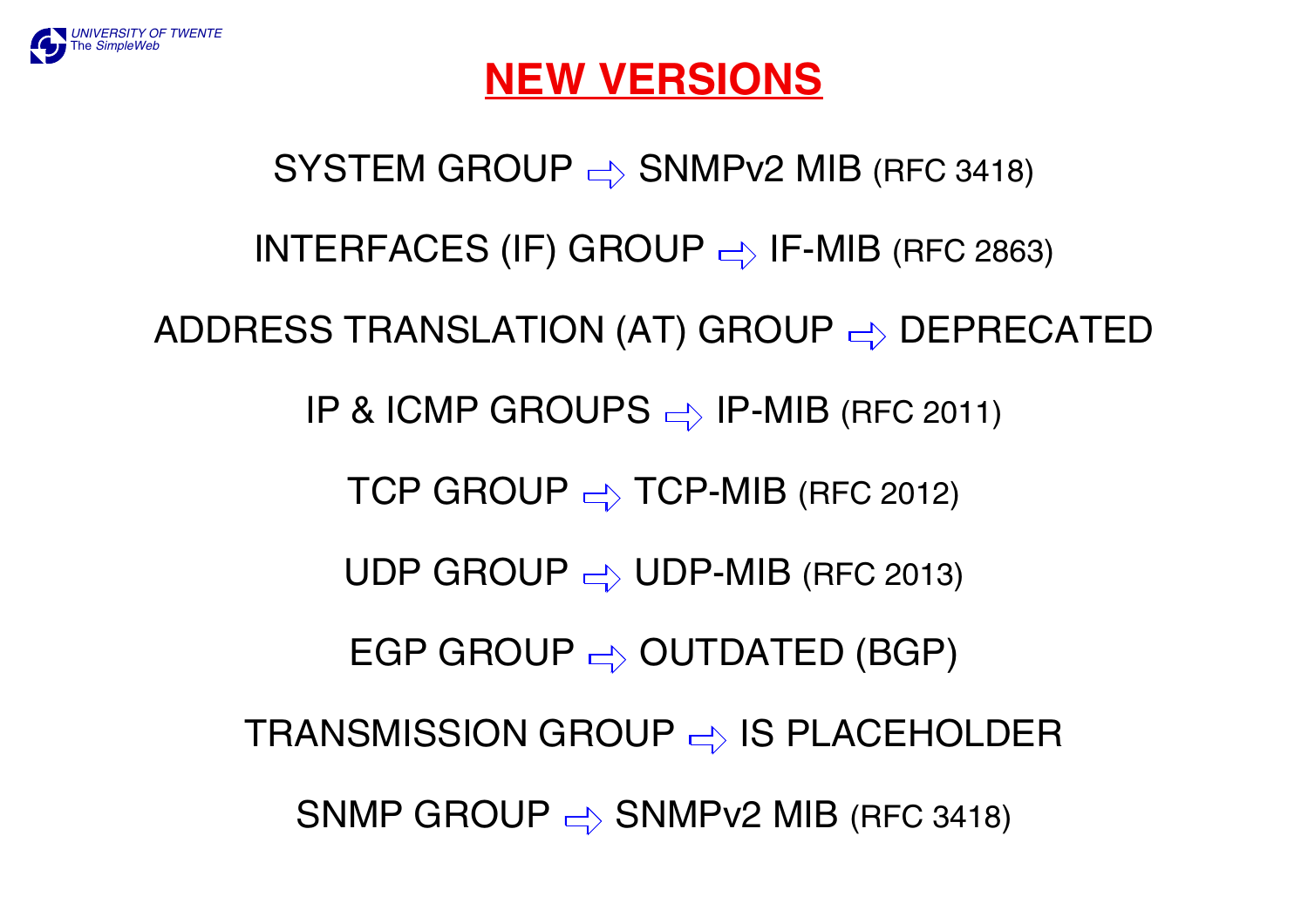# NEW VERSIONS

SYSTEM GROUP ⇨ SNMPv2 MIB (RFC 3418)

INTERFACES (IF) GROUP ⇨ IF-MIB (RFC 2863)

ADDRESS TRANSLATION (AT) GROUP ⇨ DEPRECATED

IP & ICMP GROUPS ⇨ IP-MIB (RFC 2011)

TCP GROUP ⇨ TCP-MIB (RFC 2012)

UDP GROUP ⇨ UDP-MIB (RFC 2013)

EGP GROUP ⇨ OUTDATED (BGP)

TRANSMISSION GROUP ⇨ IS PLACEHOLDER

SNMP GROUP ⇨ SNMPv2 MIB (RFC 3418)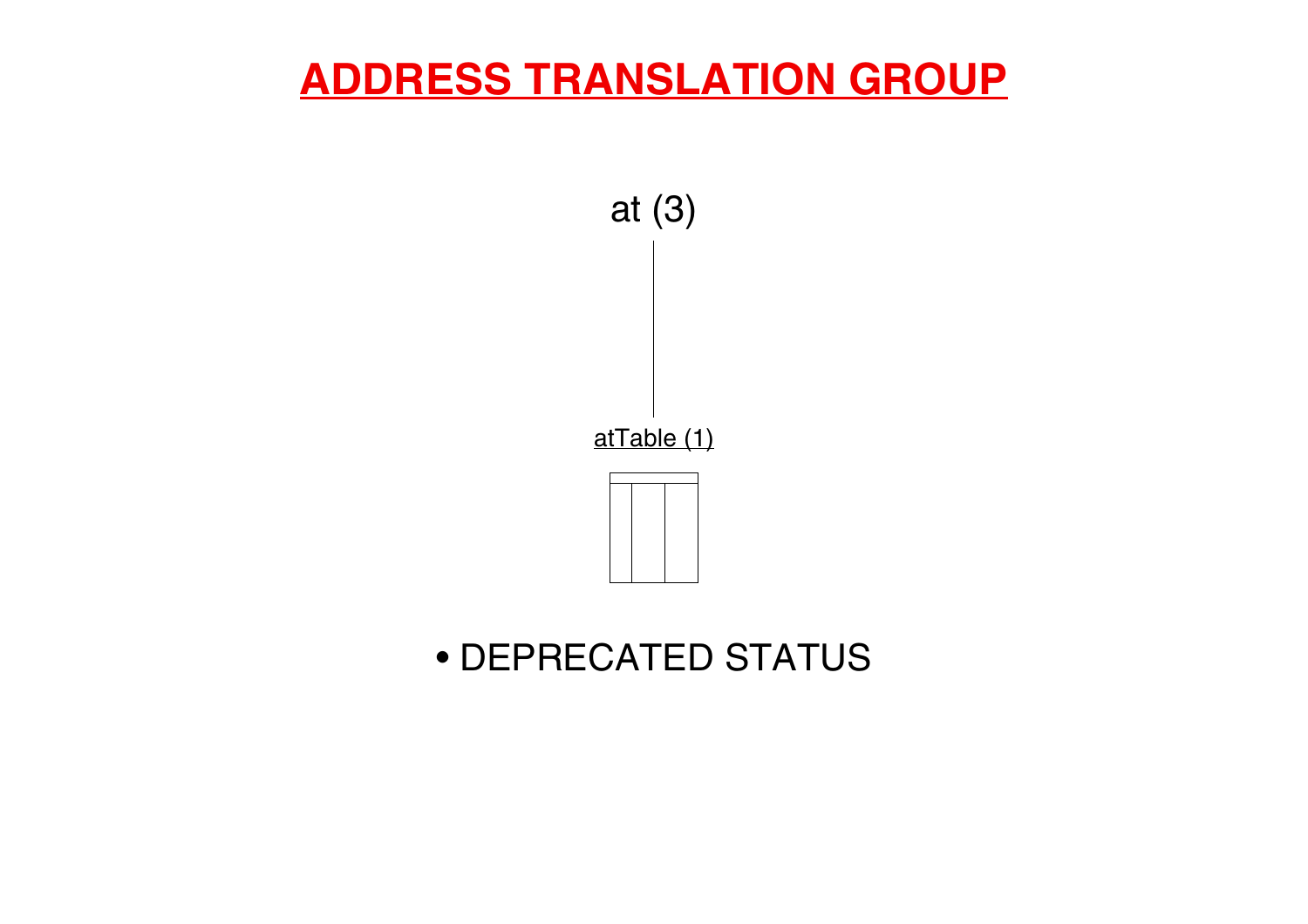# ADDRESS TRANSLATION GROUP

at (3)

atTable (1)

- DEPRECATED STATUS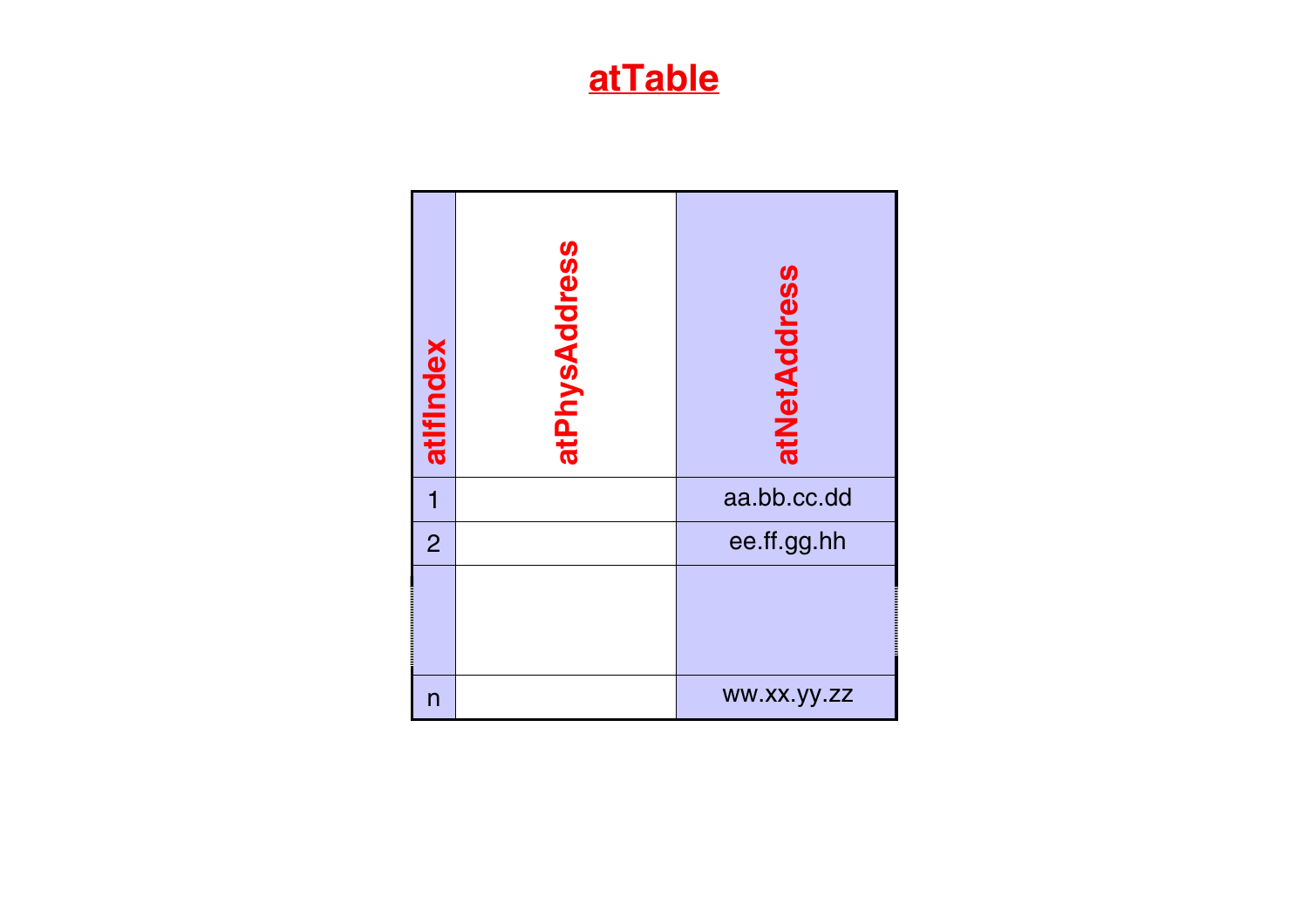# atTable

| atIfIndex | atPhysAddress | atNetAddress |
|---|---|---|
| 1 | | aa.bb.cc.dd |
| 2 | | ee.ff.gg.hh |
| | | |
| n | | ww.xx.yy.zz |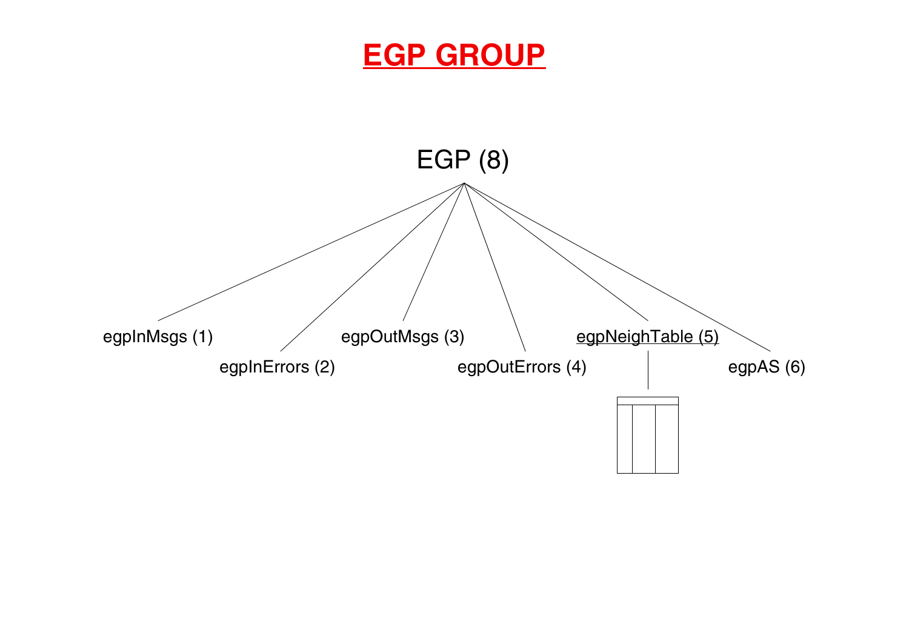# EGP GROUP

EGP (8)

- egpInMsgs (1)
- egpInErrors (2)
- egpOutMsgs (3)
- egpOutErrors (4)
- egpNeighTable (5)
- egpAS (6)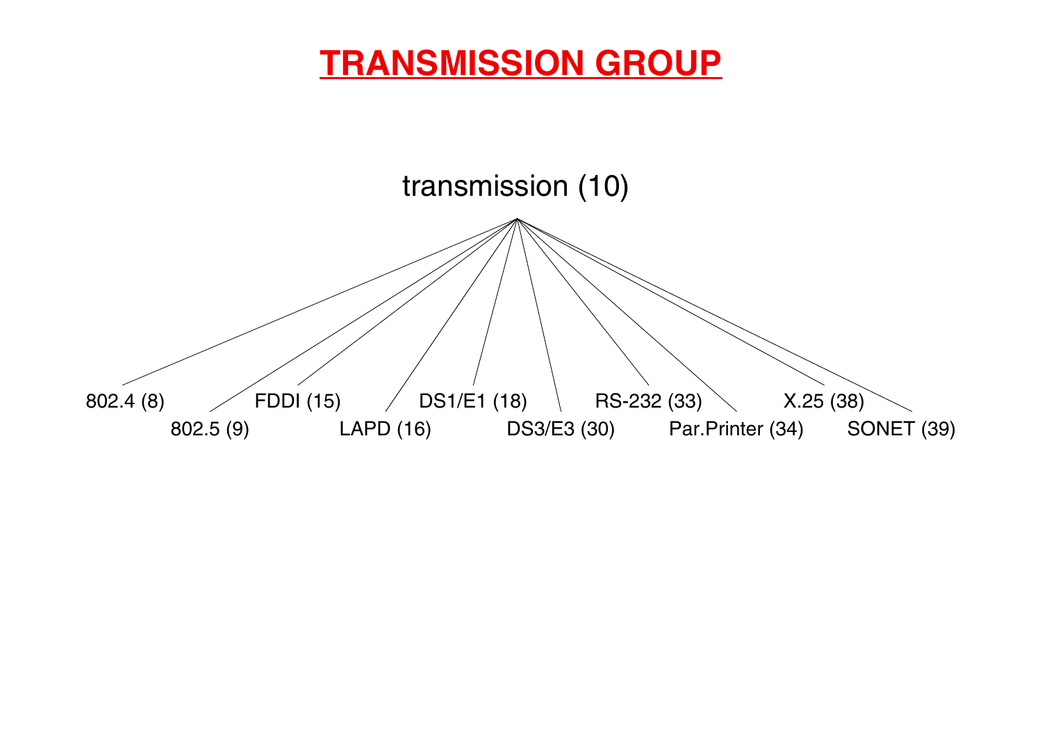# TRANSMISSION GROUP

transmission (10)

802.4 (8)
802.5 (9)
FDDI (15)
LAPD (16)
DS1/E1 (18)
DS3/E3 (30)
RS-232 (33)
Par.Printer (34)
X.25 (38)
SONET (39)